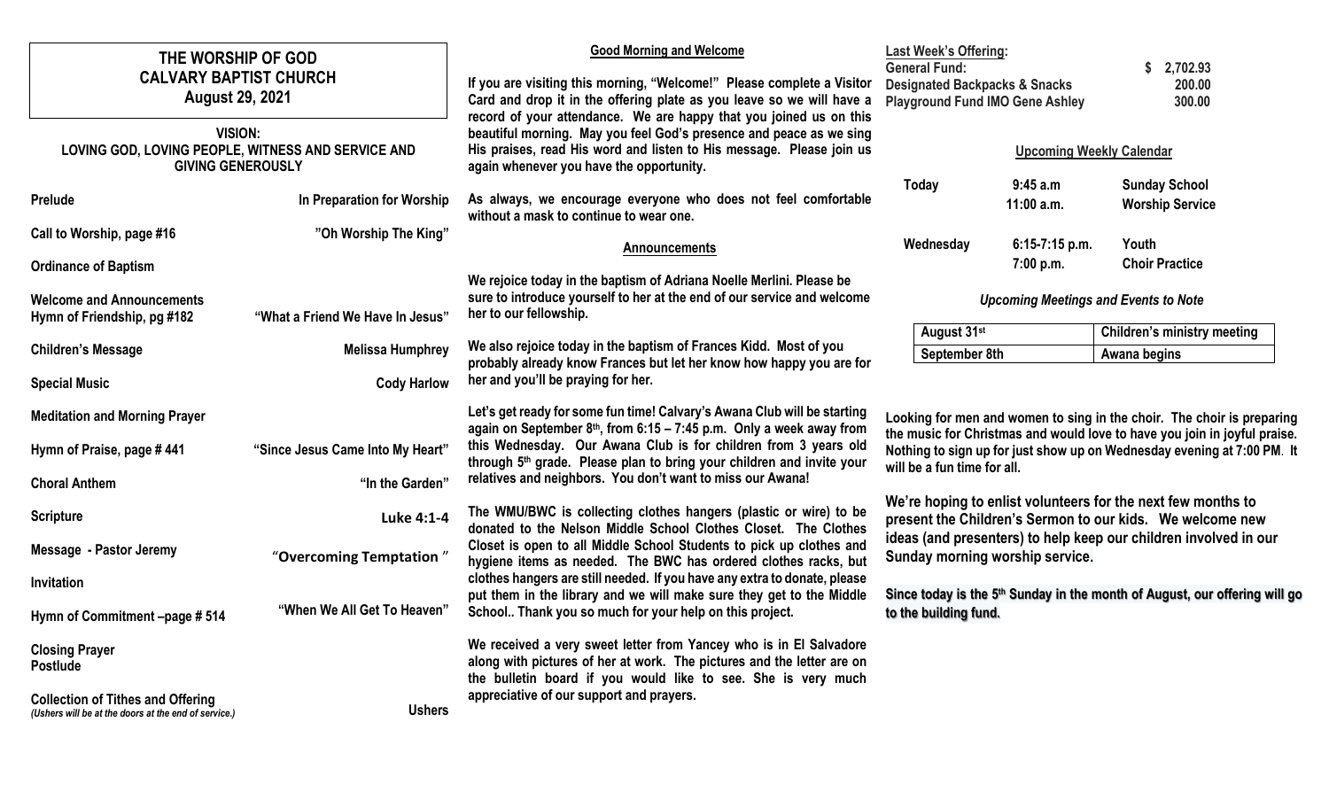# THE WORSHIP OF GOD
## CALVARY BAPTIST CHURCH
### August 29, 2021

**VISION:**
**LOVING GOD, LOVING PEOPLE, WITNESS AND SERVICE AND GIVING GENEROUSLY**

| | |
|---|---|
| **Prelude** | **In Preparation for Worship** |
| **Call to Worship, page #16** | **"Oh Worship The King"** |
| **Ordinance of Baptism** | |
| **Welcome and Announcements** | |
| **Hymn of Friendship, pg #182** | **"What a Friend We Have In Jesus"** |
| **Children's Message** | **Melissa Humphrey** |
| **Special Music** | **Cody Harlow** |
| **Meditation and Morning Prayer** | |
| **Hymn of Praise, page # 441** | **"Since Jesus Came Into My Heart"** |
| **Choral Anthem** | **"In the Garden"** |
| **Scripture** | **Luke 4:1-4** |
| **Message - Pastor Jeremy** | **"Overcoming Temptation"** |
| **Invitation** | |
| **Hymn of Commitment –page # 514** | **"When We All Get To Heaven"** |
| **Closing Prayer** | |
| **Postlude** | |
| **Collection of Tithes and Offering** *(Ushers will be at the doors at the end of service.)* | **Ushers** |

## Good Morning and Welcome

**If you are visiting this morning, "Welcome!" Please complete a Visitor Card and drop it in the offering plate as you leave so we will have a record of your attendance. We are happy that you joined us on this beautiful morning. May you feel God's presence and peace as we sing His praises, read His word and listen to His message. Please join us again whenever you have the opportunity.**

**As always, we encourage everyone who does not feel comfortable without a mask to continue to wear one.**

## Announcements

**We rejoice today in the baptism of Adriana Noelle Merlini. Please be sure to introduce yourself to her at the end of our service and welcome her to our fellowship.**

**We also rejoice today in the baptism of Frances Kidd. Most of you probably already know Frances but let her know how happy you are for her and you'll be praying for her.**

**Let's get ready for some fun time! Calvary's Awana Club will be starting again on September 8th, from 6:15 – 7:45 p.m. Only a week away from this Wednesday. Our Awana Club is for children from 3 years old through 5th grade. Please plan to bring your children and invite your relatives and neighbors. You don't want to miss our Awana!**

**The WMU/BWC is collecting clothes hangers (plastic or wire) to be donated to the Nelson Middle School Clothes Closet. The Clothes Closet is open to all Middle School Students to pick up clothes and hygiene items as needed. The BWC has ordered clothes racks, but clothes hangers are still needed. If you have any extra to donate, please put them in the library and we will make sure they get to the Middle School.. Thank you so much for your help on this project.**

**We received a very sweet letter from Yancey who is in El Salvadore along with pictures of her at work. The pictures and the letter are on the bulletin board if you would like to see. She is very much appreciative of our support and prayers.**

**Last Week's Offering:**

| | |
|---|---|
| **General Fund:** | **$ 2,702.93** |
| **Designated Backpacks & Snacks** | **200.00** |
| **Playground Fund IMO Gene Ashley** | **300.00** |

## Upcoming Weekly Calendar

| | | |
|---|---|---|
| **Today** | **9:45 a.m** | **Sunday School** |
| | **11:00 a.m.** | **Worship Service** |
| **Wednesday** | **6:15-7:15 p.m.** | **Youth** |
| | **7:00 p.m.** | **Choir Practice** |

***Upcoming Meetings and Events to Note***

| | |
|---|---|
| **August 31st** | **Children's ministry meeting** |
| **September 8th** | **Awana begins** |

**Looking for men and women to sing in the choir. The choir is preparing the music for Christmas and would love to have you join in joyful praise. Nothing to sign up for just show up on Wednesday evening at 7:00 PM. It will be a fun time for all.**

**We're hoping to enlist volunteers for the next few months to present the Children's Sermon to our kids. We welcome new ideas (and presenters) to help keep our children involved in our Sunday morning worship service.**

**Since today is the 5th Sunday in the month of August, our offering will go to the building fund.**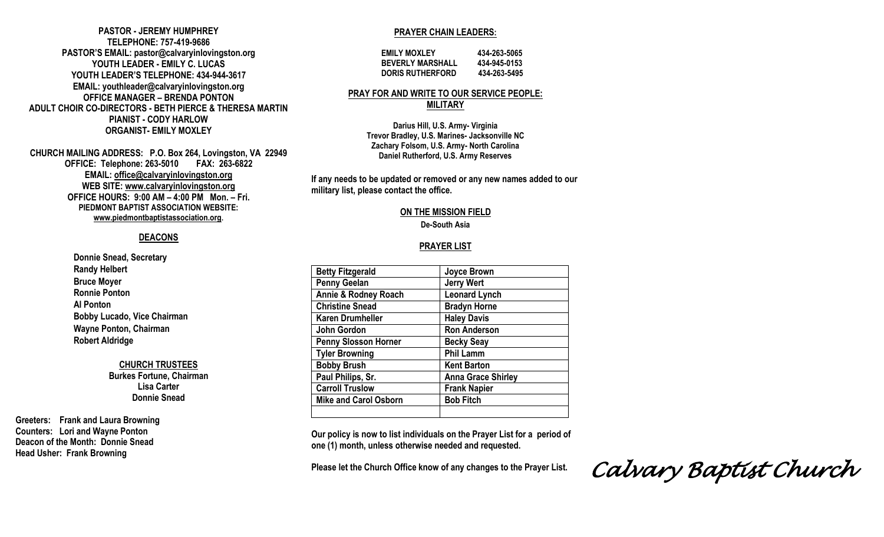**PASTOR - JEREMY HUMPHREY**
**TELEPHONE: 757-419-9686**
**PASTOR'S EMAIL: pastor@calvaryinlovingston.org**
**YOUTH LEADER - EMILY C. LUCAS**
**YOUTH LEADER'S TELEPHONE: 434-944-3617**
**EMAIL: youthleader@calvaryinlovingston.org**
**OFFICE MANAGER – BRENDA PONTON**
**ADULT CHOIR CO-DIRECTORS - BETH PIERCE & THERESA MARTIN**
**PIANIST - CODY HARLOW**
**ORGANIST- EMILY MOXLEY**

**CHURCH MAILING ADDRESS: P.O. Box 264, Lovingston, VA 22949**
**OFFICE: Telephone: 263-5010 FAX: 263-6822**
**EMAIL: office@calvaryinlovingston.org**
**WEB SITE: www.calvaryinlovingston.org**
**OFFICE HOURS: 9:00 AM – 4:00 PM Mon. – Fri.**
**PIEDMONT BAPTIST ASSOCIATION WEBSITE:**
**www.piedmontbaptistassociation.org.**

## DEACONS

**Donnie Snead, Secretary**
**Randy Helbert**
**Bruce Moyer**
**Ronnie Ponton**
**Al Ponton**
**Bobby Lucado, Vice Chairman**
**Wayne Ponton, Chairman**
**Robert Aldridge**

## CHURCH TRUSTEES

**Burkes Fortune, Chairman**
**Lisa Carter**
**Donnie Snead**

**Greeters: Frank and Laura Browning**
**Counters: Lori and Wayne Ponton**
**Deacon of the Month: Donnie Snead**
**Head Usher: Frank Browning**

## PRAYER CHAIN LEADERS:

**EMILY MOXLEY 434-263-5065**
**BEVERLY MARSHALL 434-945-0153**
**DORIS RUTHERFORD 434-263-5495**

## PRAY FOR AND WRITE TO OUR SERVICE PEOPLE:

### MILITARY

**Darius Hill, U.S. Army- Virginia**
**Trevor Bradley, U.S. Marines- Jacksonville NC**
**Zachary Folsom, U.S. Army- North Carolina**
**Daniel Rutherford, U.S. Army Reserves**

**If any needs to be updated or removed or any new names added to our military list, please contact the office.**

## ON THE MISSION FIELD

**De-South Asia**

## PRAYER LIST

| | |
|---|---|
| **Betty Fitzgerald** | **Joyce Brown** |
| **Penny Geelan** | **Jerry Wert** |
| **Annie & Rodney Roach** | **Leonard Lynch** |
| **Christine Snead** | **Bradyn Horne** |
| **Karen Drumheller** | **Haley Davis** |
| **John Gordon** | **Ron Anderson** |
| **Penny Slosson Horner** | **Becky Seay** |
| **Tyler Browning** | **Phil Lamm** |
| **Bobby Brush** | **Kent Barton** |
| **Paul Philips, Sr.** | **Anna Grace Shirley** |
| **Carroll Truslow** | **Frank Napier** |
| **Mike and Carol Osborn** | **Bob Fitch** |
| | |

**Our policy is now to list individuals on the Prayer List for a period of one (1) month, unless otherwise needed and requested.**

**Please let the Church Office know of any changes to the Prayer List.**

*Calvary Baptist Church*